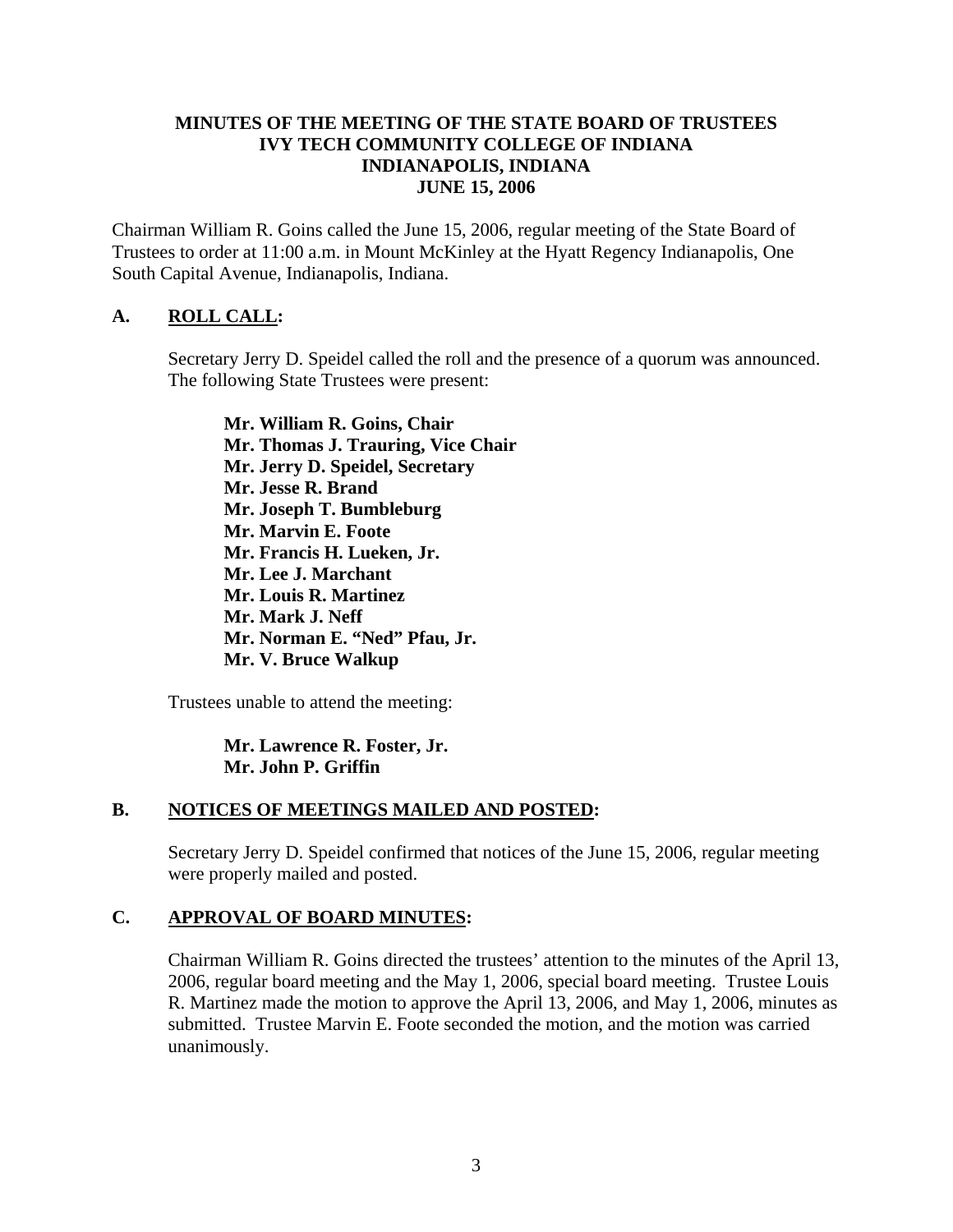# MINUTES OF THE MEETING OF THE STATE BOARD OF TRUSTEES
# IVY TECH COMMUNITY COLLEGE OF INDIANA
# INDIANAPOLIS, INDIANA
# JUNE 15, 2006

Chairman William R. Goins called the June 15, 2006, regular meeting of the State Board of Trustees to order at 11:00 a.m. in Mount McKinley at the Hyatt Regency Indianapolis, One South Capital Avenue, Indianapolis, Indiana.

## A. ROLL CALL:

Secretary Jerry D. Speidel called the roll and the presence of a quorum was announced. The following State Trustees were present:

**Mr. William R. Goins, Chair**
**Mr. Thomas J. Trauring, Vice Chair**
**Mr. Jerry D. Speidel, Secretary**
**Mr. Jesse R. Brand**
**Mr. Joseph T. Bumbleburg**
**Mr. Marvin E. Foote**
**Mr. Francis H. Lueken, Jr.**
**Mr. Lee J. Marchant**
**Mr. Louis R. Martinez**
**Mr. Mark J. Neff**
**Mr. Norman E. "Ned" Pfau, Jr.**
**Mr. V. Bruce Walkup**

Trustees unable to attend the meeting:

**Mr. Lawrence R. Foster, Jr.**
**Mr. John P. Griffin**

## B. NOTICES OF MEETINGS MAILED AND POSTED:

Secretary Jerry D. Speidel confirmed that notices of the June 15, 2006, regular meeting were properly mailed and posted.

## C. APPROVAL OF BOARD MINUTES:

Chairman William R. Goins directed the trustees' attention to the minutes of the April 13, 2006, regular board meeting and the May 1, 2006, special board meeting. Trustee Louis R. Martinez made the motion to approve the April 13, 2006, and May 1, 2006, minutes as submitted. Trustee Marvin E. Foote seconded the motion, and the motion was carried unanimously.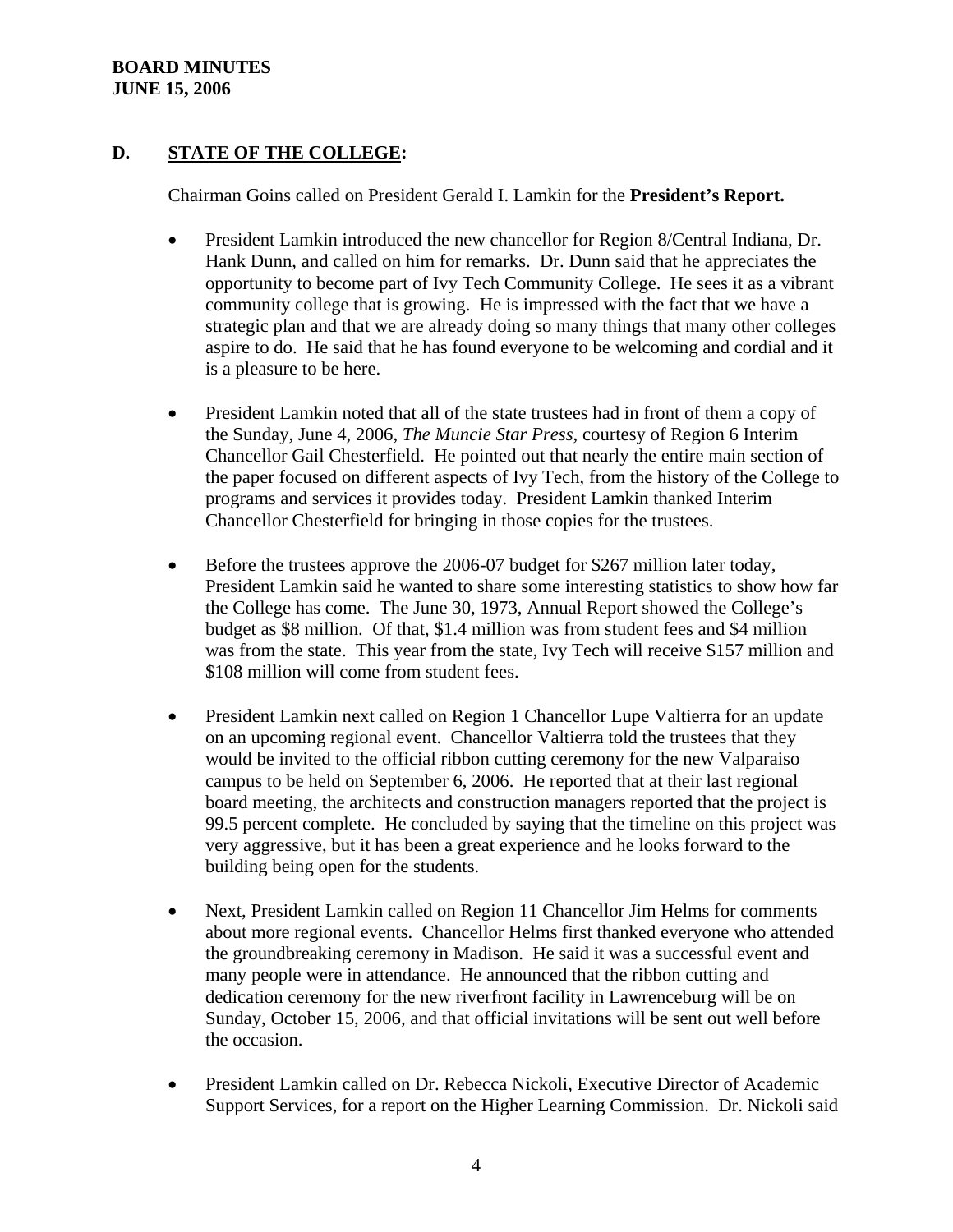## D. STATE OF THE COLLEGE:

Chairman Goins called on President Gerald I. Lamkin for the **President's Report.**

- President Lamkin introduced the new chancellor for Region 8/Central Indiana, Dr. Hank Dunn, and called on him for remarks. Dr. Dunn said that he appreciates the opportunity to become part of Ivy Tech Community College. He sees it as a vibrant community college that is growing. He is impressed with the fact that we have a strategic plan and that we are already doing so many things that many other colleges aspire to do. He said that he has found everyone to be welcoming and cordial and it is a pleasure to be here.

- President Lamkin noted that all of the state trustees had in front of them a copy of the Sunday, June 4, 2006, *The Muncie Star Press*, courtesy of Region 6 Interim Chancellor Gail Chesterfield. He pointed out that nearly the entire main section of the paper focused on different aspects of Ivy Tech, from the history of the College to programs and services it provides today. President Lamkin thanked Interim Chancellor Chesterfield for bringing in those copies for the trustees.

- Before the trustees approve the 2006-07 budget for $267 million later today, President Lamkin said he wanted to share some interesting statistics to show how far the College has come. The June 30, 1973, Annual Report showed the College's budget as $8 million. Of that, $1.4 million was from student fees and $4 million was from the state. This year from the state, Ivy Tech will receive $157 million and $108 million will come from student fees.

- President Lamkin next called on Region 1 Chancellor Lupe Valtierra for an update on an upcoming regional event. Chancellor Valtierra told the trustees that they would be invited to the official ribbon cutting ceremony for the new Valparaiso campus to be held on September 6, 2006. He reported that at their last regional board meeting, the architects and construction managers reported that the project is 99.5 percent complete. He concluded by saying that the timeline on this project was very aggressive, but it has been a great experience and he looks forward to the building being open for the students.

- Next, President Lamkin called on Region 11 Chancellor Jim Helms for comments about more regional events. Chancellor Helms first thanked everyone who attended the groundbreaking ceremony in Madison. He said it was a successful event and many people were in attendance. He announced that the ribbon cutting and dedication ceremony for the new riverfront facility in Lawrenceburg will be on Sunday, October 15, 2006, and that official invitations will be sent out well before the occasion.

- President Lamkin called on Dr. Rebecca Nickoli, Executive Director of Academic Support Services, for a report on the Higher Learning Commission. Dr. Nickoli said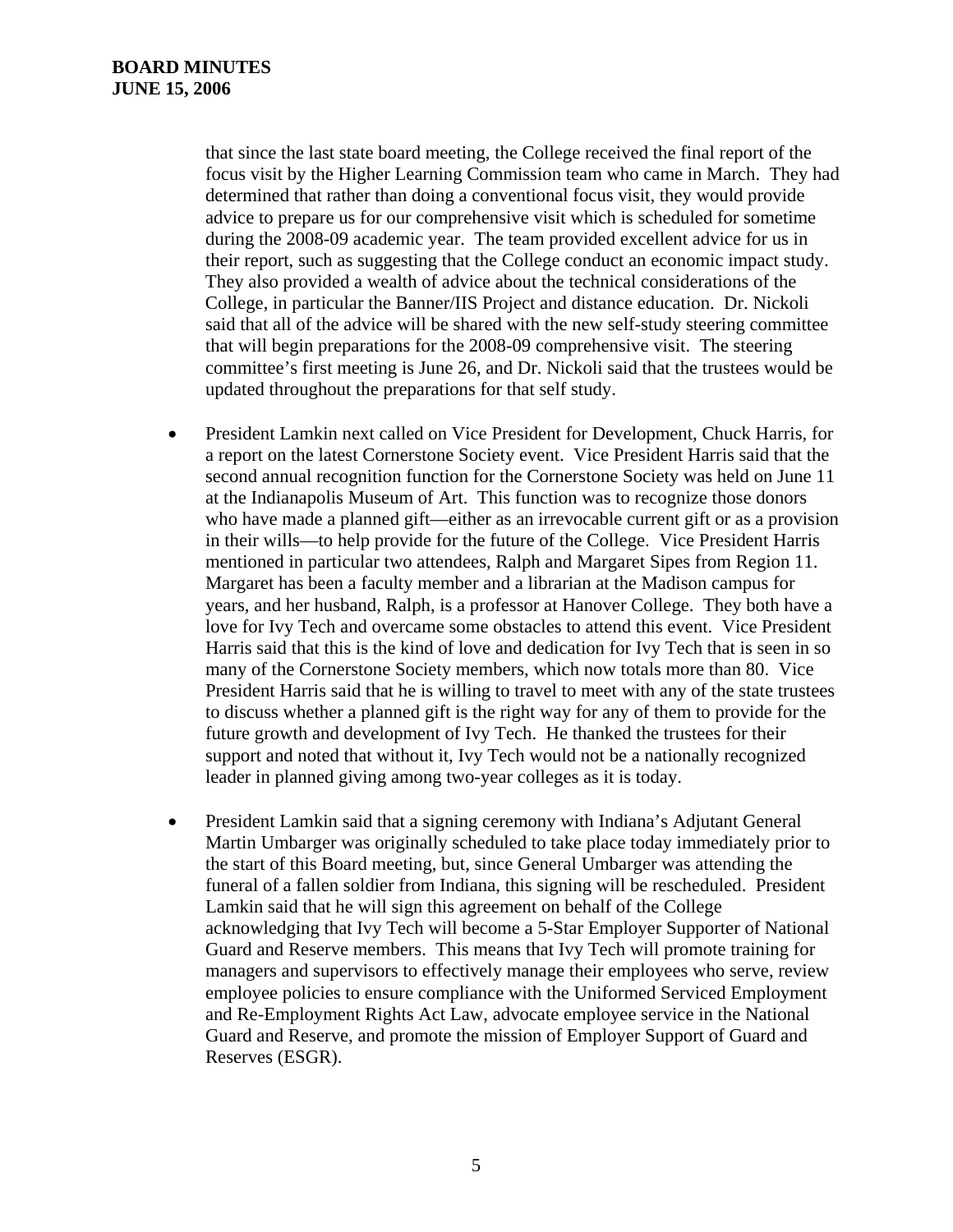that since the last state board meeting, the College received the final report of the focus visit by the Higher Learning Commission team who came in March. They had determined that rather than doing a conventional focus visit, they would provide advice to prepare us for our comprehensive visit which is scheduled for sometime during the 2008-09 academic year. The team provided excellent advice for us in their report, such as suggesting that the College conduct an economic impact study. They also provided a wealth of advice about the technical considerations of the College, in particular the Banner/IIS Project and distance education. Dr. Nickoli said that all of the advice will be shared with the new self-study steering committee that will begin preparations for the 2008-09 comprehensive visit. The steering committee's first meeting is June 26, and Dr. Nickoli said that the trustees would be updated throughout the preparations for that self study.

- President Lamkin next called on Vice President for Development, Chuck Harris, for a report on the latest Cornerstone Society event. Vice President Harris said that the second annual recognition function for the Cornerstone Society was held on June 11 at the Indianapolis Museum of Art. This function was to recognize those donors who have made a planned gift—either as an irrevocable current gift or as a provision in their wills—to help provide for the future of the College. Vice President Harris mentioned in particular two attendees, Ralph and Margaret Sipes from Region 11. Margaret has been a faculty member and a librarian at the Madison campus for years, and her husband, Ralph, is a professor at Hanover College. They both have a love for Ivy Tech and overcame some obstacles to attend this event. Vice President Harris said that this is the kind of love and dedication for Ivy Tech that is seen in so many of the Cornerstone Society members, which now totals more than 80. Vice President Harris said that he is willing to travel to meet with any of the state trustees to discuss whether a planned gift is the right way for any of them to provide for the future growth and development of Ivy Tech. He thanked the trustees for their support and noted that without it, Ivy Tech would not be a nationally recognized leader in planned giving among two-year colleges as it is today.

- President Lamkin said that a signing ceremony with Indiana's Adjutant General Martin Umbarger was originally scheduled to take place today immediately prior to the start of this Board meeting, but, since General Umbarger was attending the funeral of a fallen soldier from Indiana, this signing will be rescheduled. President Lamkin said that he will sign this agreement on behalf of the College acknowledging that Ivy Tech will become a 5-Star Employer Supporter of National Guard and Reserve members. This means that Ivy Tech will promote training for managers and supervisors to effectively manage their employees who serve, review employee policies to ensure compliance with the Uniformed Serviced Employment and Re-Employment Rights Act Law, advocate employee service in the National Guard and Reserve, and promote the mission of Employer Support of Guard and Reserves (ESGR).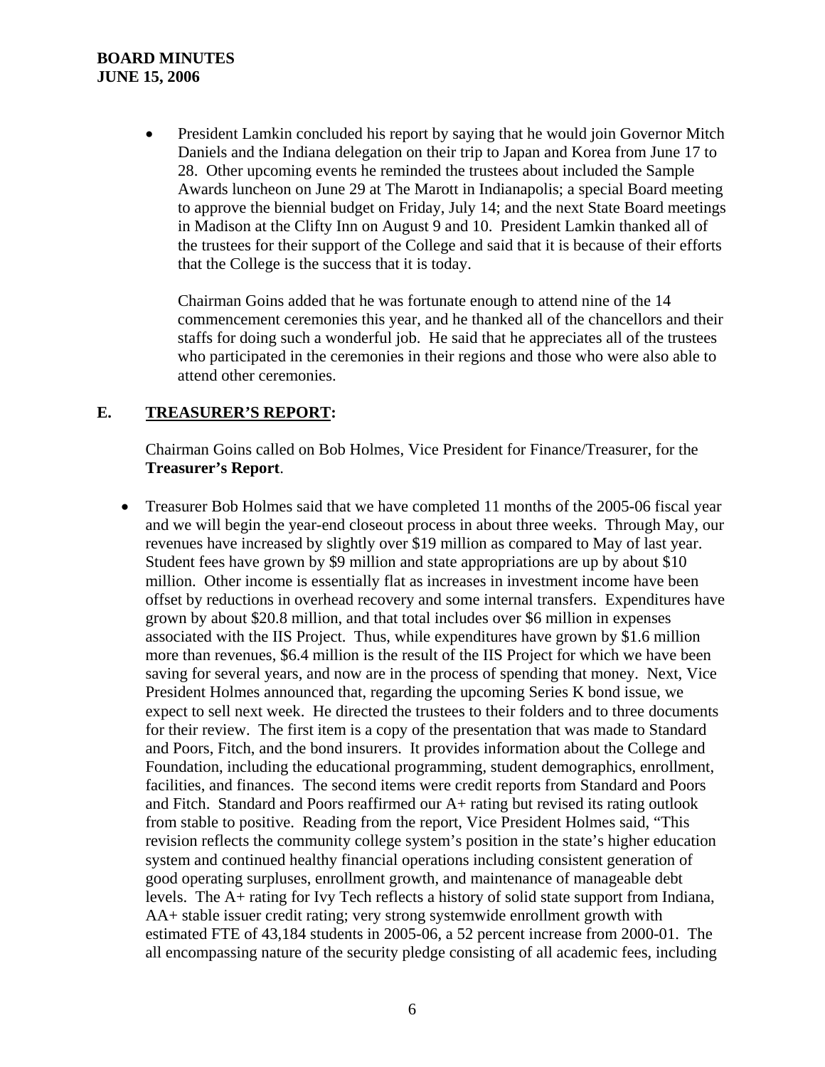- President Lamkin concluded his report by saying that he would join Governor Mitch Daniels and the Indiana delegation on their trip to Japan and Korea from June 17 to 28. Other upcoming events he reminded the trustees about included the Sample Awards luncheon on June 29 at The Marott in Indianapolis; a special Board meeting to approve the biennial budget on Friday, July 14; and the next State Board meetings in Madison at the Clifty Inn on August 9 and 10. President Lamkin thanked all of the trustees for their support of the College and said that it is because of their efforts that the College is the success that it is today.

  Chairman Goins added that he was fortunate enough to attend nine of the 14 commencement ceremonies this year, and he thanked all of the chancellors and their staffs for doing such a wonderful job. He said that he appreciates all of the trustees who participated in the ceremonies in their regions and those who were also able to attend other ceremonies.

## E. TREASURER'S REPORT:

Chairman Goins called on Bob Holmes, Vice President for Finance/Treasurer, for the **Treasurer's Report**.

- Treasurer Bob Holmes said that we have completed 11 months of the 2005-06 fiscal year and we will begin the year-end closeout process in about three weeks. Through May, our revenues have increased by slightly over $19 million as compared to May of last year. Student fees have grown by $9 million and state appropriations are up by about $10 million. Other income is essentially flat as increases in investment income have been offset by reductions in overhead recovery and some internal transfers. Expenditures have grown by about $20.8 million, and that total includes over $6 million in expenses associated with the IIS Project. Thus, while expenditures have grown by $1.6 million more than revenues, $6.4 million is the result of the IIS Project for which we have been saving for several years, and now are in the process of spending that money. Next, Vice President Holmes announced that, regarding the upcoming Series K bond issue, we expect to sell next week. He directed the trustees to their folders and to three documents for their review. The first item is a copy of the presentation that was made to Standard and Poors, Fitch, and the bond insurers. It provides information about the College and Foundation, including the educational programming, student demographics, enrollment, facilities, and finances. The second items were credit reports from Standard and Poors and Fitch. Standard and Poors reaffirmed our A+ rating but revised its rating outlook from stable to positive. Reading from the report, Vice President Holmes said, "This revision reflects the community college system's position in the state's higher education system and continued healthy financial operations including consistent generation of good operating surpluses, enrollment growth, and maintenance of manageable debt levels. The A+ rating for Ivy Tech reflects a history of solid state support from Indiana, AA+ stable issuer credit rating; very strong systemwide enrollment growth with estimated FTE of 43,184 students in 2005-06, a 52 percent increase from 2000-01. The all encompassing nature of the security pledge consisting of all academic fees, including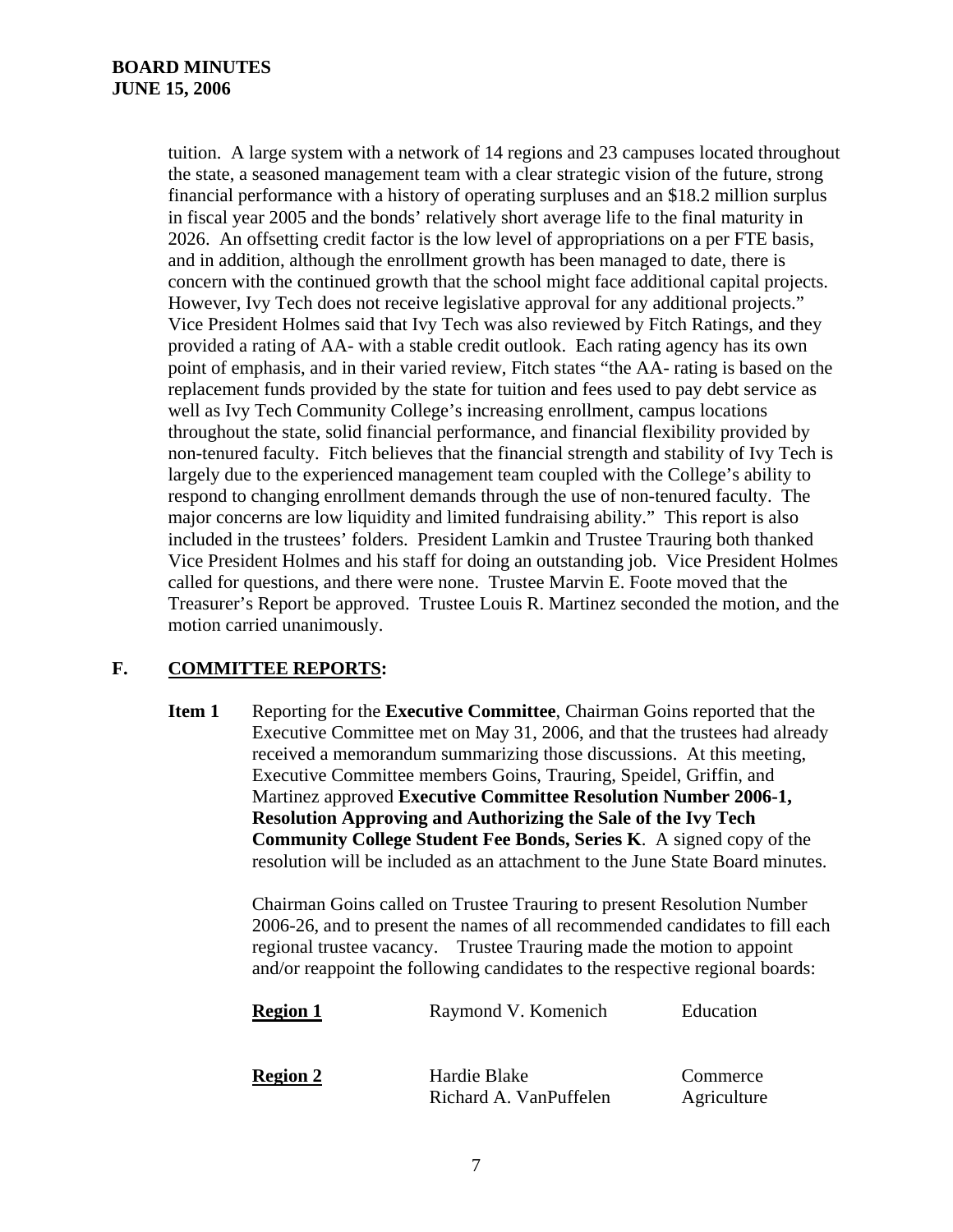tuition. A large system with a network of 14 regions and 23 campuses located throughout the state, a seasoned management team with a clear strategic vision of the future, strong financial performance with a history of operating surpluses and an $18.2 million surplus in fiscal year 2005 and the bonds' relatively short average life to the final maturity in 2026. An offsetting credit factor is the low level of appropriations on a per FTE basis, and in addition, although the enrollment growth has been managed to date, there is concern with the continued growth that the school might face additional capital projects. However, Ivy Tech does not receive legislative approval for any additional projects." Vice President Holmes said that Ivy Tech was also reviewed by Fitch Ratings, and they provided a rating of AA- with a stable credit outlook. Each rating agency has its own point of emphasis, and in their varied review, Fitch states "the AA- rating is based on the replacement funds provided by the state for tuition and fees used to pay debt service as well as Ivy Tech Community College's increasing enrollment, campus locations throughout the state, solid financial performance, and financial flexibility provided by non-tenured faculty. Fitch believes that the financial strength and stability of Ivy Tech is largely due to the experienced management team coupled with the College's ability to respond to changing enrollment demands through the use of non-tenured faculty. The major concerns are low liquidity and limited fundraising ability." This report is also included in the trustees' folders. President Lamkin and Trustee Trauring both thanked Vice President Holmes and his staff for doing an outstanding job. Vice President Holmes called for questions, and there were none. Trustee Marvin E. Foote moved that the Treasurer's Report be approved. Trustee Louis R. Martinez seconded the motion, and the motion carried unanimously.

## F. COMMITTEE REPORTS:

**Item 1** Reporting for the **Executive Committee**, Chairman Goins reported that the Executive Committee met on May 31, 2006, and that the trustees had already received a memorandum summarizing those discussions. At this meeting, Executive Committee members Goins, Trauring, Speidel, Griffin, and Martinez approved **Executive Committee Resolution Number 2006-1, Resolution Approving and Authorizing the Sale of the Ivy Tech Community College Student Fee Bonds, Series K**. A signed copy of the resolution will be included as an attachment to the June State Board minutes.

Chairman Goins called on Trustee Trauring to present Resolution Number 2006-26, and to present the names of all recommended candidates to fill each regional trustee vacancy. Trustee Trauring made the motion to appoint and/or reappoint the following candidates to the respective regional boards:

| | | |
|---|---|---|
| **Region 1** | Raymond V. Komenich | Education |
| **Region 2** | Hardie Blake | Commerce |
| | Richard A. VanPuffelen | Agriculture |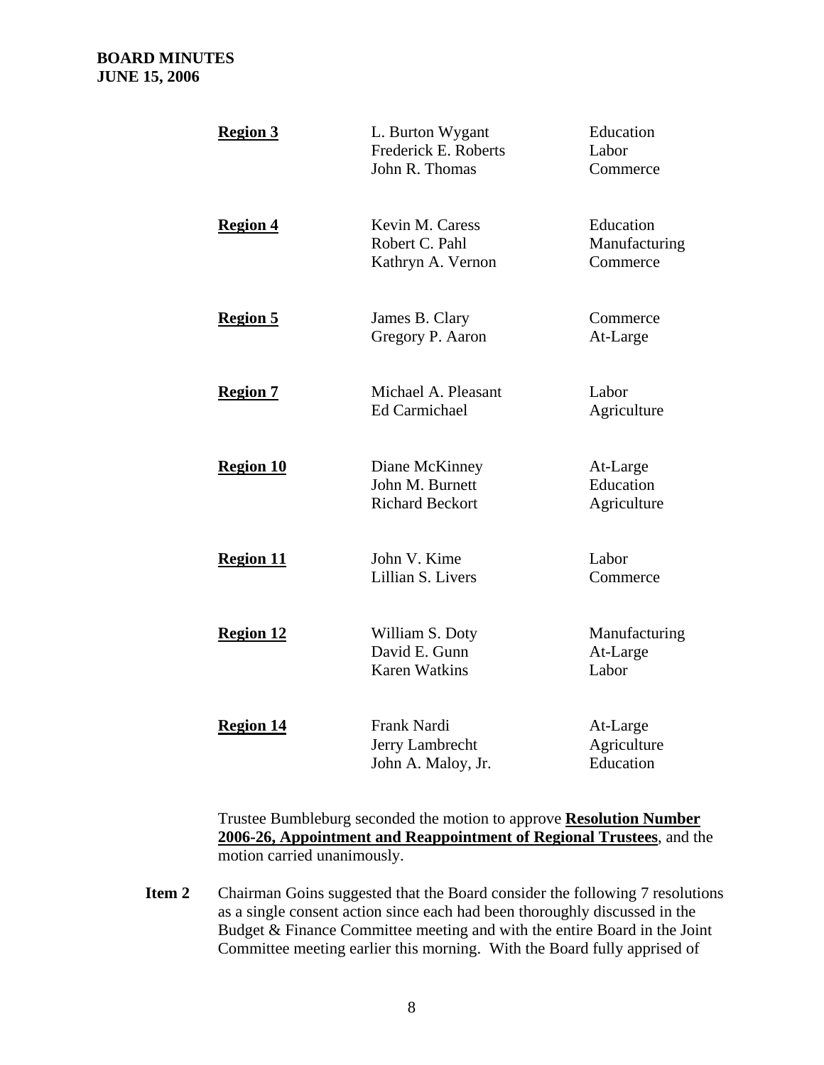| | | |
|---|---|---|
| **Region 3** | L. Burton Wygant | Education |
| | Frederick E. Roberts | Labor |
| | John R. Thomas | Commerce |
| **Region 4** | Kevin M. Caress | Education |
| | Robert C. Pahl | Manufacturing |
| | Kathryn A. Vernon | Commerce |
| **Region 5** | James B. Clary | Commerce |
| | Gregory P. Aaron | At-Large |
| **Region 7** | Michael A. Pleasant | Labor |
| | Ed Carmichael | Agriculture |
| **Region 10** | Diane McKinney | At-Large |
| | John M. Burnett | Education |
| | Richard Beckort | Agriculture |
| **Region 11** | John V. Kime | Labor |
| | Lillian S. Livers | Commerce |
| **Region 12** | William S. Doty | Manufacturing |
| | David E. Gunn | At-Large |
| | Karen Watkins | Labor |
| **Region 14** | Frank Nardi | At-Large |
| | Jerry Lambrecht | Agriculture |
| | John A. Maloy, Jr. | Education |

Trustee Bumbleburg seconded the motion to approve **Resolution Number 2006-26, Appointment and Reappointment of Regional Trustees**, and the motion carried unanimously.

**Item 2** Chairman Goins suggested that the Board consider the following 7 resolutions as a single consent action since each had been thoroughly discussed in the Budget & Finance Committee meeting and with the entire Board in the Joint Committee meeting earlier this morning. With the Board fully apprised of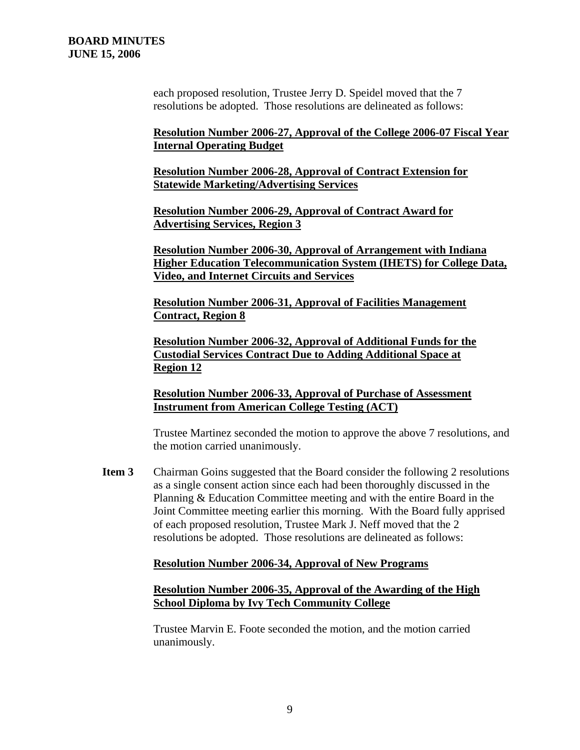each proposed resolution, Trustee Jerry D. Speidel moved that the 7 resolutions be adopted. Those resolutions are delineated as follows:

**Resolution Number 2006-27, Approval of the College 2006-07 Fiscal Year Internal Operating Budget**

**Resolution Number 2006-28, Approval of Contract Extension for Statewide Marketing/Advertising Services**

**Resolution Number 2006-29, Approval of Contract Award for Advertising Services, Region 3**

**Resolution Number 2006-30, Approval of Arrangement with Indiana Higher Education Telecommunication System (IHETS) for College Data, Video, and Internet Circuits and Services**

**Resolution Number 2006-31, Approval of Facilities Management Contract, Region 8**

**Resolution Number 2006-32, Approval of Additional Funds for the Custodial Services Contract Due to Adding Additional Space at Region 12**

**Resolution Number 2006-33, Approval of Purchase of Assessment Instrument from American College Testing (ACT)**

Trustee Martinez seconded the motion to approve the above 7 resolutions, and the motion carried unanimously.

**Item 3** Chairman Goins suggested that the Board consider the following 2 resolutions as a single consent action since each had been thoroughly discussed in the Planning & Education Committee meeting and with the entire Board in the Joint Committee meeting earlier this morning. With the Board fully apprised of each proposed resolution, Trustee Mark J. Neff moved that the 2 resolutions be adopted. Those resolutions are delineated as follows:

**Resolution Number 2006-34, Approval of New Programs**

**Resolution Number 2006-35, Approval of the Awarding of the High School Diploma by Ivy Tech Community College**

Trustee Marvin E. Foote seconded the motion, and the motion carried unanimously.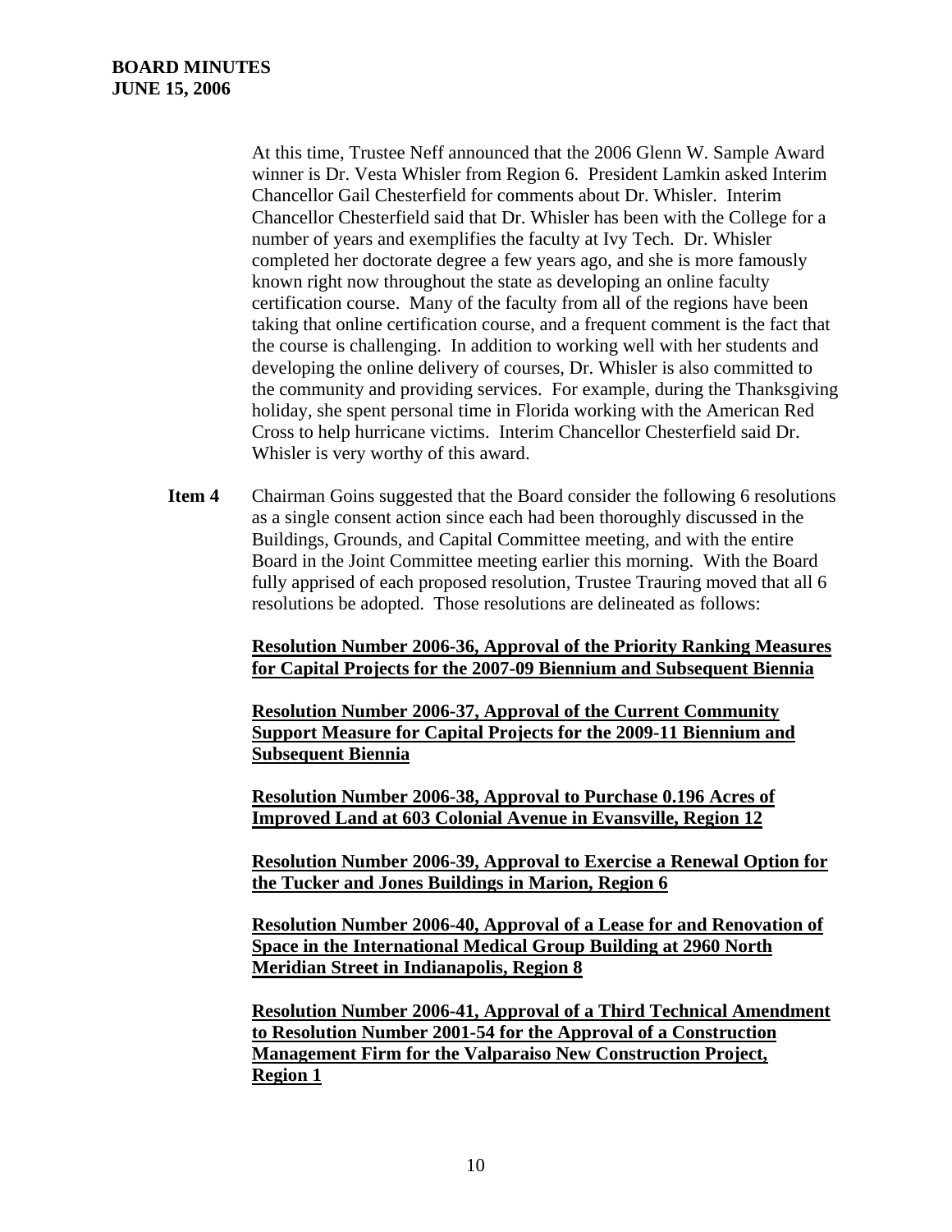At this time, Trustee Neff announced that the 2006 Glenn W. Sample Award winner is Dr. Vesta Whisler from Region 6. President Lamkin asked Interim Chancellor Gail Chesterfield for comments about Dr. Whisler. Interim Chancellor Chesterfield said that Dr. Whisler has been with the College for a number of years and exemplifies the faculty at Ivy Tech. Dr. Whisler completed her doctorate degree a few years ago, and she is more famously known right now throughout the state as developing an online faculty certification course. Many of the faculty from all of the regions have been taking that online certification course, and a frequent comment is the fact that the course is challenging. In addition to working well with her students and developing the online delivery of courses, Dr. Whisler is also committed to the community and providing services. For example, during the Thanksgiving holiday, she spent personal time in Florida working with the American Red Cross to help hurricane victims. Interim Chancellor Chesterfield said Dr. Whisler is very worthy of this award.

**Item 4** Chairman Goins suggested that the Board consider the following 6 resolutions as a single consent action since each had been thoroughly discussed in the Buildings, Grounds, and Capital Committee meeting, and with the entire Board in the Joint Committee meeting earlier this morning. With the Board fully apprised of each proposed resolution, Trustee Trauring moved that all 6 resolutions be adopted. Those resolutions are delineated as follows:

**Resolution Number 2006-36, Approval of the Priority Ranking Measures for Capital Projects for the 2007-09 Biennium and Subsequent Biennia**

**Resolution Number 2006-37, Approval of the Current Community Support Measure for Capital Projects for the 2009-11 Biennium and Subsequent Biennia**

**Resolution Number 2006-38, Approval to Purchase 0.196 Acres of Improved Land at 603 Colonial Avenue in Evansville, Region 12**

**Resolution Number 2006-39, Approval to Exercise a Renewal Option for the Tucker and Jones Buildings in Marion, Region 6**

**Resolution Number 2006-40, Approval of a Lease for and Renovation of Space in the International Medical Group Building at 2960 North Meridian Street in Indianapolis, Region 8**

**Resolution Number 2006-41, Approval of a Third Technical Amendment to Resolution Number 2001-54 for the Approval of a Construction Management Firm for the Valparaiso New Construction Project, Region 1**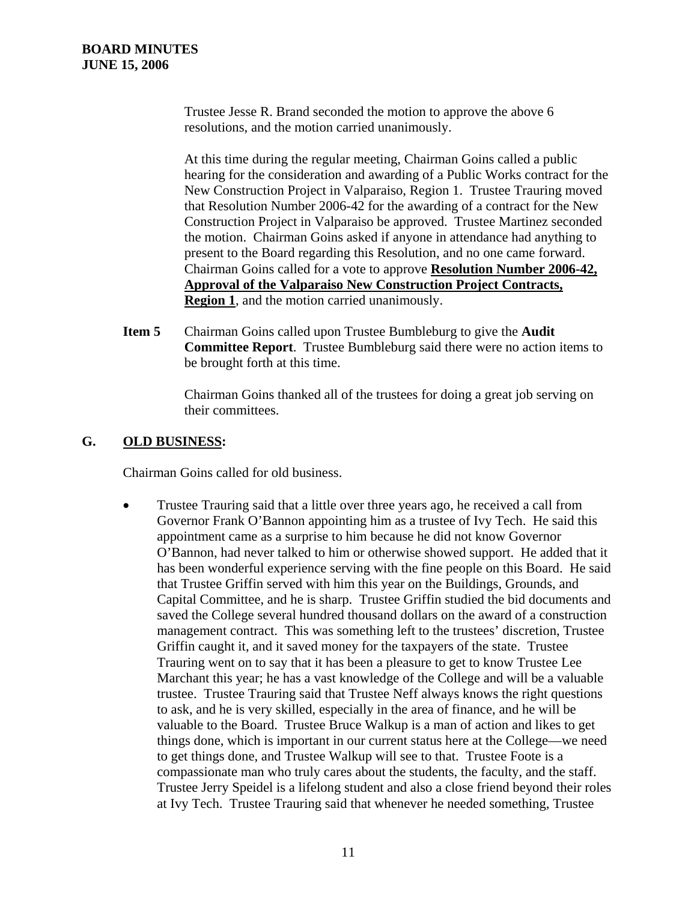Trustee Jesse R. Brand seconded the motion to approve the above 6 resolutions, and the motion carried unanimously.

At this time during the regular meeting, Chairman Goins called a public hearing for the consideration and awarding of a Public Works contract for the New Construction Project in Valparaiso, Region 1. Trustee Trauring moved that Resolution Number 2006-42 for the awarding of a contract for the New Construction Project in Valparaiso be approved. Trustee Martinez seconded the motion. Chairman Goins asked if anyone in attendance had anything to present to the Board regarding this Resolution, and no one came forward. Chairman Goins called for a vote to approve **Resolution Number 2006-42, Approval of the Valparaiso New Construction Project Contracts, Region 1**, and the motion carried unanimously.

**Item 5** Chairman Goins called upon Trustee Bumbleburg to give the **Audit Committee Report**. Trustee Bumbleburg said there were no action items to be brought forth at this time.

Chairman Goins thanked all of the trustees for doing a great job serving on their committees.

## G. OLD BUSINESS:

Chairman Goins called for old business.

- Trustee Trauring said that a little over three years ago, he received a call from Governor Frank O'Bannon appointing him as a trustee of Ivy Tech. He said this appointment came as a surprise to him because he did not know Governor O'Bannon, had never talked to him or otherwise showed support. He added that it has been wonderful experience serving with the fine people on this Board. He said that Trustee Griffin served with him this year on the Buildings, Grounds, and Capital Committee, and he is sharp. Trustee Griffin studied the bid documents and saved the College several hundred thousand dollars on the award of a construction management contract. This was something left to the trustees' discretion, Trustee Griffin caught it, and it saved money for the taxpayers of the state. Trustee Trauring went on to say that it has been a pleasure to get to know Trustee Lee Marchant this year; he has a vast knowledge of the College and will be a valuable trustee. Trustee Trauring said that Trustee Neff always knows the right questions to ask, and he is very skilled, especially in the area of finance, and he will be valuable to the Board. Trustee Bruce Walkup is a man of action and likes to get things done, which is important in our current status here at the College—we need to get things done, and Trustee Walkup will see to that. Trustee Foote is a compassionate man who truly cares about the students, the faculty, and the staff. Trustee Jerry Speidel is a lifelong student and also a close friend beyond their roles at Ivy Tech. Trustee Trauring said that whenever he needed something, Trustee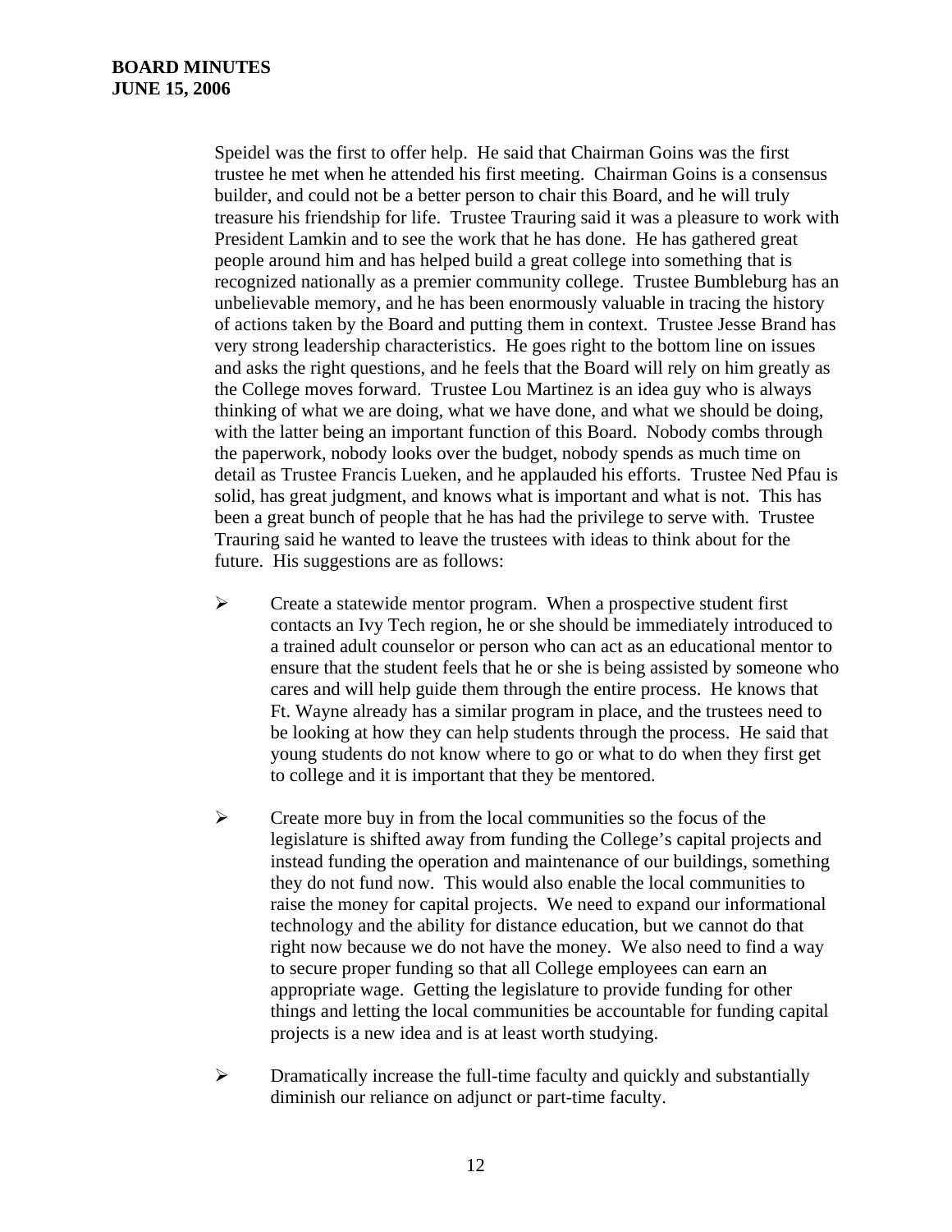Speidel was the first to offer help. He said that Chairman Goins was the first trustee he met when he attended his first meeting. Chairman Goins is a consensus builder, and could not be a better person to chair this Board, and he will truly treasure his friendship for life. Trustee Trauring said it was a pleasure to work with President Lamkin and to see the work that he has done. He has gathered great people around him and has helped build a great college into something that is recognized nationally as a premier community college. Trustee Bumbleburg has an unbelievable memory, and he has been enormously valuable in tracing the history of actions taken by the Board and putting them in context. Trustee Jesse Brand has very strong leadership characteristics. He goes right to the bottom line on issues and asks the right questions, and he feels that the Board will rely on him greatly as the College moves forward. Trustee Lou Martinez is an idea guy who is always thinking of what we are doing, what we have done, and what we should be doing, with the latter being an important function of this Board. Nobody combs through the paperwork, nobody looks over the budget, nobody spends as much time on detail as Trustee Francis Lueken, and he applauded his efforts. Trustee Ned Pfau is solid, has great judgment, and knows what is important and what is not. This has been a great bunch of people that he has had the privilege to serve with. Trustee Trauring said he wanted to leave the trustees with ideas to think about for the future. His suggestions are as follows:

- Create a statewide mentor program. When a prospective student first contacts an Ivy Tech region, he or she should be immediately introduced to a trained adult counselor or person who can act as an educational mentor to ensure that the student feels that he or she is being assisted by someone who cares and will help guide them through the entire process. He knows that Ft. Wayne already has a similar program in place, and the trustees need to be looking at how they can help students through the process. He said that young students do not know where to go or what to do when they first get to college and it is important that they be mentored.

- Create more buy in from the local communities so the focus of the legislature is shifted away from funding the College's capital projects and instead funding the operation and maintenance of our buildings, something they do not fund now. This would also enable the local communities to raise the money for capital projects. We need to expand our informational technology and the ability for distance education, but we cannot do that right now because we do not have the money. We also need to find a way to secure proper funding so that all College employees can earn an appropriate wage. Getting the legislature to provide funding for other things and letting the local communities be accountable for funding capital projects is a new idea and is at least worth studying.

- Dramatically increase the full-time faculty and quickly and substantially diminish our reliance on adjunct or part-time faculty.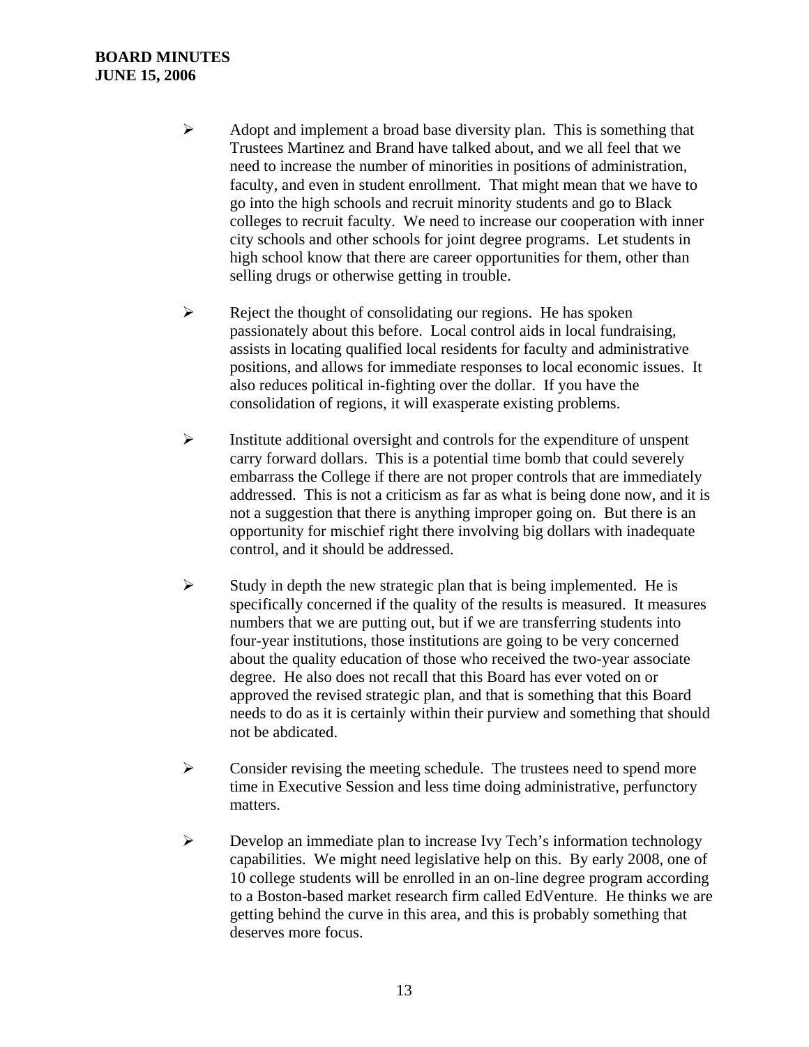- Adopt and implement a broad base diversity plan. This is something that Trustees Martinez and Brand have talked about, and we all feel that we need to increase the number of minorities in positions of administration, faculty, and even in student enrollment. That might mean that we have to go into the high schools and recruit minority students and go to Black colleges to recruit faculty. We need to increase our cooperation with inner city schools and other schools for joint degree programs. Let students in high school know that there are career opportunities for them, other than selling drugs or otherwise getting in trouble.

- Reject the thought of consolidating our regions. He has spoken passionately about this before. Local control aids in local fundraising, assists in locating qualified local residents for faculty and administrative positions, and allows for immediate responses to local economic issues. It also reduces political in-fighting over the dollar. If you have the consolidation of regions, it will exasperate existing problems.

- Institute additional oversight and controls for the expenditure of unspent carry forward dollars. This is a potential time bomb that could severely embarrass the College if there are not proper controls that are immediately addressed. This is not a criticism as far as what is being done now, and it is not a suggestion that there is anything improper going on. But there is an opportunity for mischief right there involving big dollars with inadequate control, and it should be addressed.

- Study in depth the new strategic plan that is being implemented. He is specifically concerned if the quality of the results is measured. It measures numbers that we are putting out, but if we are transferring students into four-year institutions, those institutions are going to be very concerned about the quality education of those who received the two-year associate degree. He also does not recall that this Board has ever voted on or approved the revised strategic plan, and that is something that this Board needs to do as it is certainly within their purview and something that should not be abdicated.

- Consider revising the meeting schedule. The trustees need to spend more time in Executive Session and less time doing administrative, perfunctory matters.

- Develop an immediate plan to increase Ivy Tech's information technology capabilities. We might need legislative help on this. By early 2008, one of 10 college students will be enrolled in an on-line degree program according to a Boston-based market research firm called EdVenture. He thinks we are getting behind the curve in this area, and this is probably something that deserves more focus.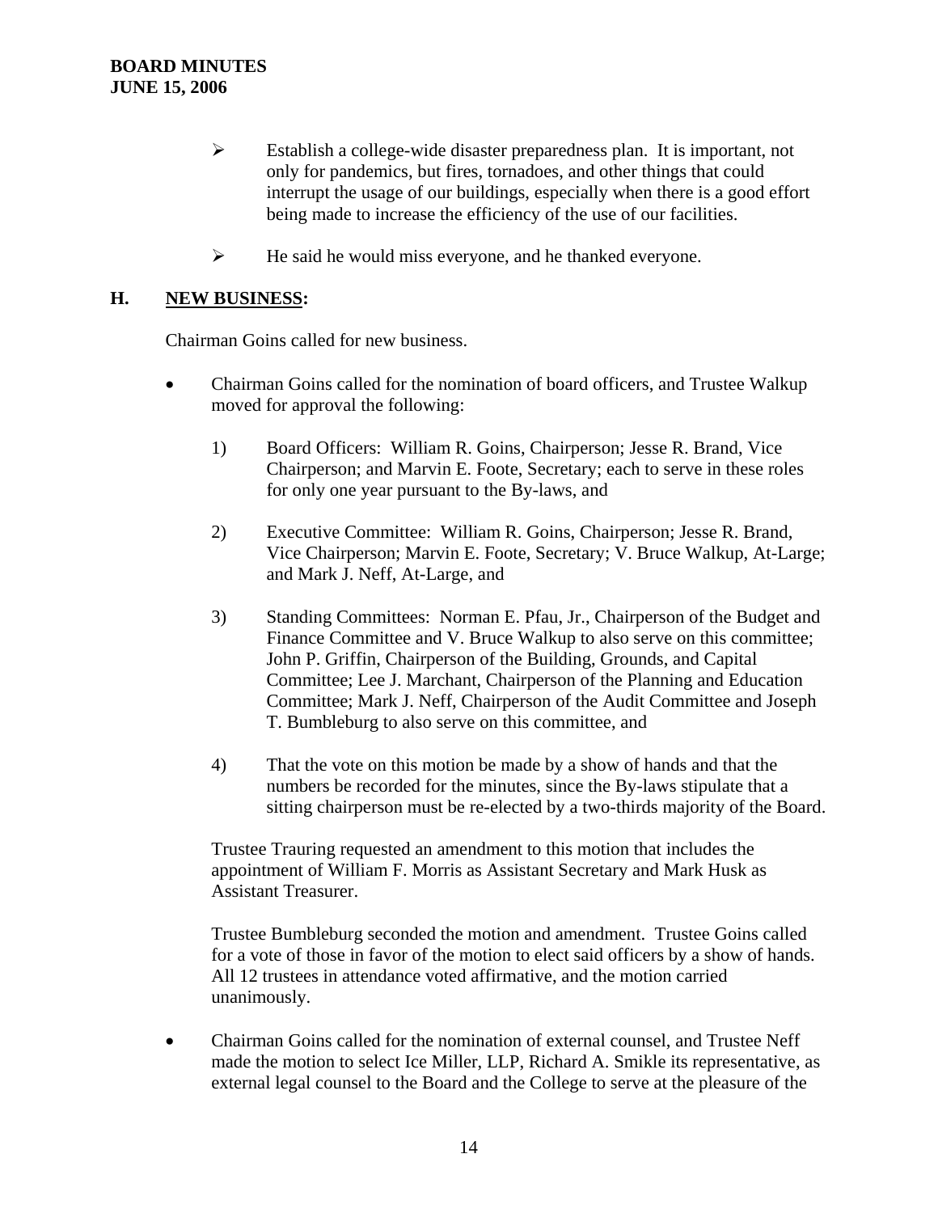- Establish a college-wide disaster preparedness plan. It is important, not only for pandemics, but fires, tornadoes, and other things that could interrupt the usage of our buildings, especially when there is a good effort being made to increase the efficiency of the use of our facilities.

- He said he would miss everyone, and he thanked everyone.

## H. NEW BUSINESS:

Chairman Goins called for new business.

- Chairman Goins called for the nomination of board officers, and Trustee Walkup moved for approval the following:

  1) Board Officers: William R. Goins, Chairperson; Jesse R. Brand, Vice Chairperson; and Marvin E. Foote, Secretary; each to serve in these roles for only one year pursuant to the By-laws, and

  2) Executive Committee: William R. Goins, Chairperson; Jesse R. Brand, Vice Chairperson; Marvin E. Foote, Secretary; V. Bruce Walkup, At-Large; and Mark J. Neff, At-Large, and

  3) Standing Committees: Norman E. Pfau, Jr., Chairperson of the Budget and Finance Committee and V. Bruce Walkup to also serve on this committee; John P. Griffin, Chairperson of the Building, Grounds, and Capital Committee; Lee J. Marchant, Chairperson of the Planning and Education Committee; Mark J. Neff, Chairperson of the Audit Committee and Joseph T. Bumbleburg to also serve on this committee, and

  4) That the vote on this motion be made by a show of hands and that the numbers be recorded for the minutes, since the By-laws stipulate that a sitting chairperson must be re-elected by a two-thirds majority of the Board.

  Trustee Trauring requested an amendment to this motion that includes the appointment of William F. Morris as Assistant Secretary and Mark Husk as Assistant Treasurer.

  Trustee Bumbleburg seconded the motion and amendment. Trustee Goins called for a vote of those in favor of the motion to elect said officers by a show of hands. All 12 trustees in attendance voted affirmative, and the motion carried unanimously.

- Chairman Goins called for the nomination of external counsel, and Trustee Neff made the motion to select Ice Miller, LLP, Richard A. Smikle its representative, as external legal counsel to the Board and the College to serve at the pleasure of the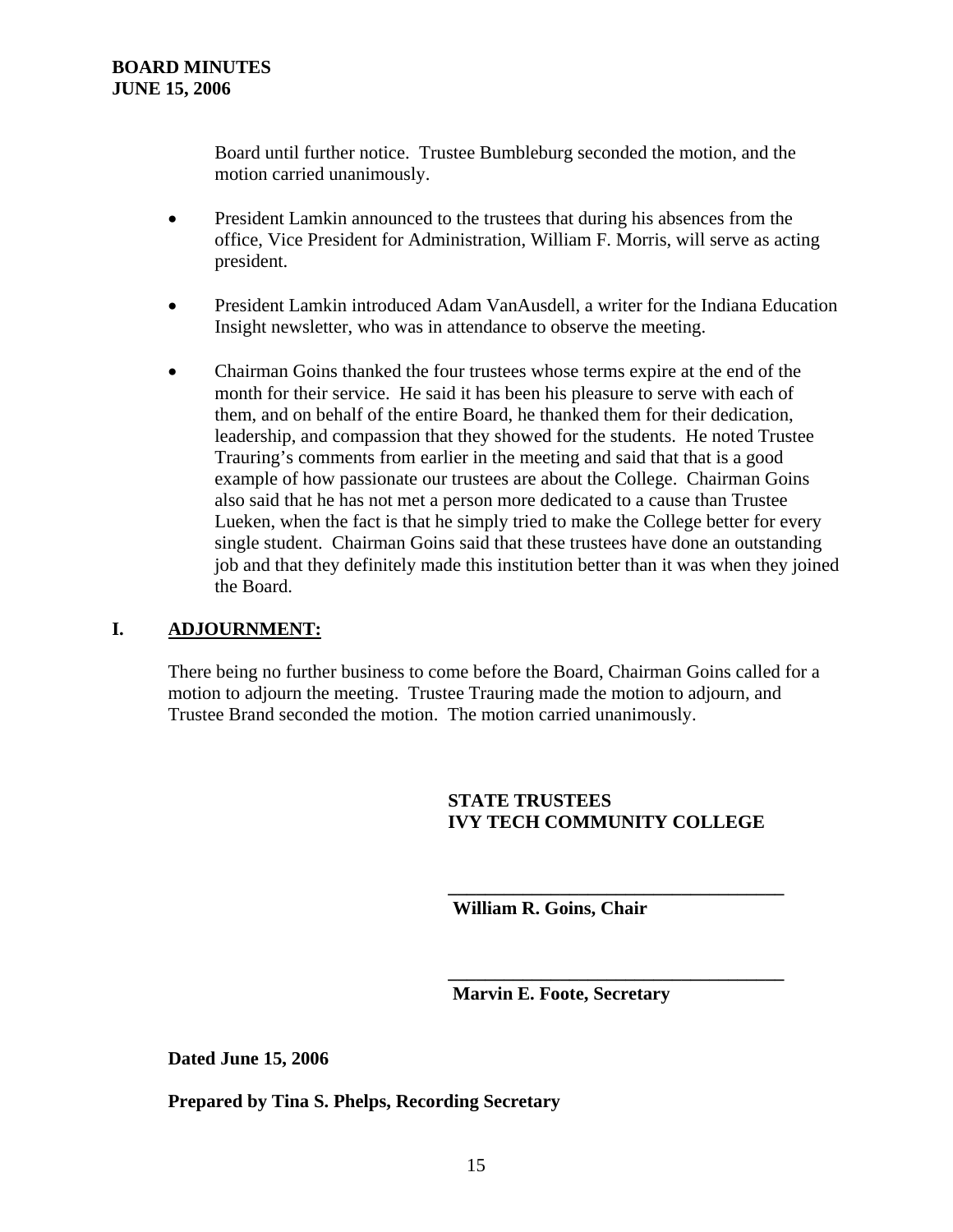Board until further notice. Trustee Bumbleburg seconded the motion, and the motion carried unanimously.

- President Lamkin announced to the trustees that during his absences from the office, Vice President for Administration, William F. Morris, will serve as acting president.

- President Lamkin introduced Adam VanAusdell, a writer for the Indiana Education Insight newsletter, who was in attendance to observe the meeting.

- Chairman Goins thanked the four trustees whose terms expire at the end of the month for their service. He said it has been his pleasure to serve with each of them, and on behalf of the entire Board, he thanked them for their dedication, leadership, and compassion that they showed for the students. He noted Trustee Trauring's comments from earlier in the meeting and said that that is a good example of how passionate our trustees are about the College. Chairman Goins also said that he has not met a person more dedicated to a cause than Trustee Lueken, when the fact is that he simply tried to make the College better for every single student. Chairman Goins said that these trustees have done an outstanding job and that they definitely made this institution better than it was when they joined the Board.

## I. ADJOURNMENT:

There being no further business to come before the Board, Chairman Goins called for a motion to adjourn the meeting. Trustee Trauring made the motion to adjourn, and Trustee Brand seconded the motion. The motion carried unanimously.

**STATE TRUSTEES**
**IVY TECH COMMUNITY COLLEGE**

\_\_\_\_\_\_\_\_\_\_\_\_\_\_\_\_\_\_\_\_\_\_\_\_\_\_\_\_\_\_\_\_\_\_\_
**William R. Goins, Chair**

\_\_\_\_\_\_\_\_\_\_\_\_\_\_\_\_\_\_\_\_\_\_\_\_\_\_\_\_\_\_\_\_\_\_\_
**Marvin E. Foote, Secretary**

**Dated June 15, 2006**

**Prepared by Tina S. Phelps, Recording Secretary**